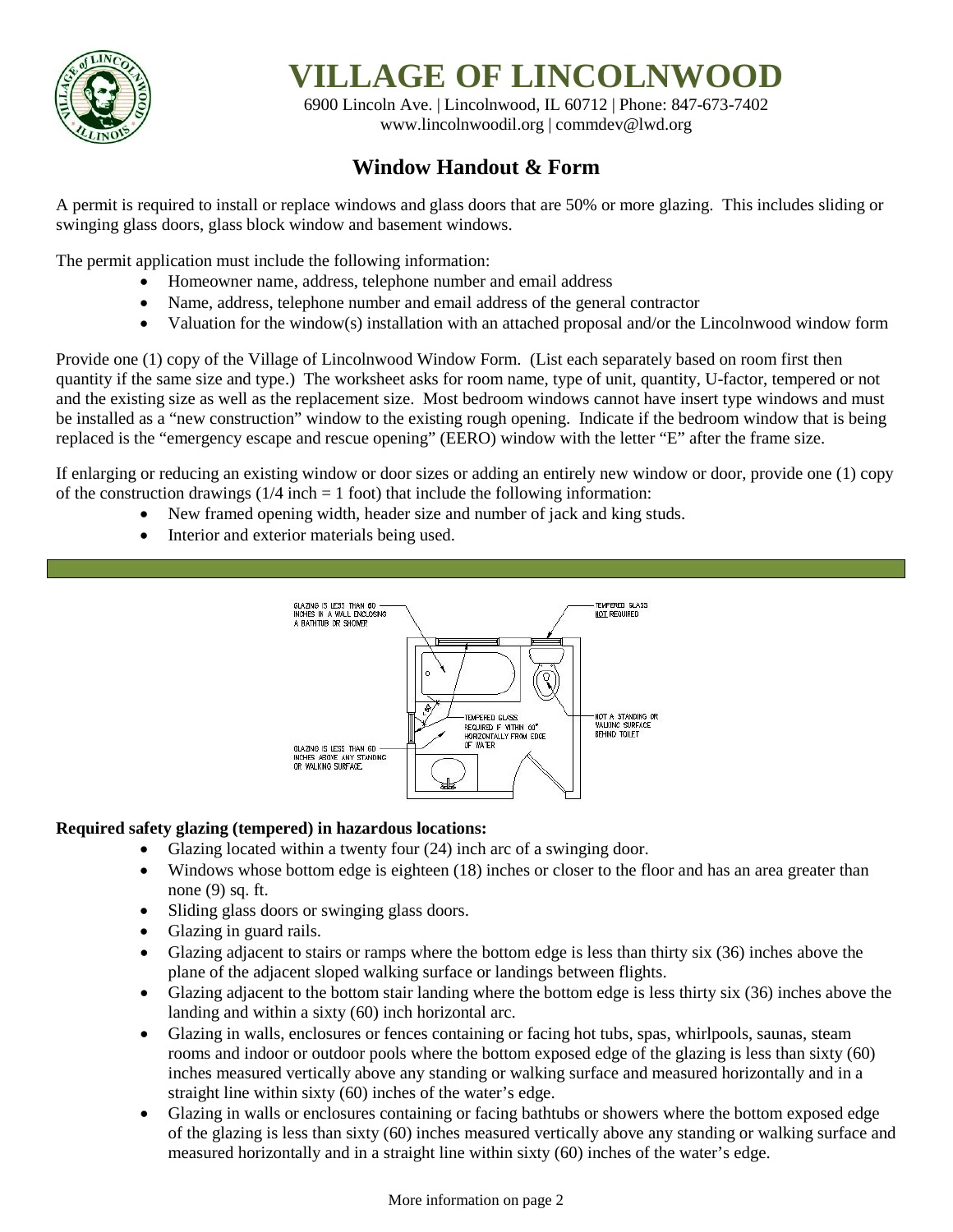# VILLAGE OF LINCOLNWOOD

6900 Lincoln Ave. | Lincolnwood, IL 60712 | Phone: 847-673-7402
www.lincolnwoodil.org | commdev@lwd.org

## Window Handout & Form

A permit is required to install or replace windows and glass doors that are 50% or more glazing. This includes sliding or swinging glass doors, glass block window and basement windows.

The permit application must include the following information:

- Homeowner name, address, telephone number and email address
- Name, address, telephone number and email address of the general contractor
- Valuation for the window(s) installation with an attached proposal and/or the Lincolnwood window form

Provide one (1) copy of the Village of Lincolnwood Window Form. (List each separately based on room first then quantity if the same size and type.) The worksheet asks for room name, type of unit, quantity, U-factor, tempered or not and the existing size as well as the replacement size. Most bedroom windows cannot have insert type windows and must be installed as a "new construction" window to the existing rough opening. Indicate if the bedroom window that is being replaced is the "emergency escape and rescue opening" (EERO) window with the letter "E" after the frame size.

If enlarging or reducing an existing window or door sizes or adding an entirely new window or door, provide one (1) copy of the construction drawings (1/4 inch = 1 foot) that include the following information:

- New framed opening width, header size and number of jack and king studs.
- Interior and exterior materials being used.

GLAZING IS LESS THAN 60 INCHES IN A WALL ENCLOSING A BATHTUB OR SHOWER

TEMPERED GLASS NOT REQUIRED

TEMPERED GLASS REQUIRED IF WITHIN 60" HORIZONTALLY FROM EDGE OF WATER

NOT A STANDING OR WALKING SURFACE BEHIND TOILET

GLAZING IS LESS THAN 60 INCHES ABOVE ANY STANDING OR WALKING SURFACE.

**Required safety glazing (tempered) in hazardous locations:**

- Glazing located within a twenty four (24) inch arc of a swinging door.
- Windows whose bottom edge is eighteen (18) inches or closer to the floor and has an area greater than none (9) sq. ft.
- Sliding glass doors or swinging glass doors.
- Glazing in guard rails.
- Glazing adjacent to stairs or ramps where the bottom edge is less than thirty six (36) inches above the plane of the adjacent sloped walking surface or landings between flights.
- Glazing adjacent to the bottom stair landing where the bottom edge is less thirty six (36) inches above the landing and within a sixty (60) inch horizontal arc.
- Glazing in walls, enclosures or fences containing or facing hot tubs, spas, whirlpools, saunas, steam rooms and indoor or outdoor pools where the bottom exposed edge of the glazing is less than sixty (60) inches measured vertically above any standing or walking surface and measured horizontally and in a straight line within sixty (60) inches of the water's edge.
- Glazing in walls or enclosures containing or facing bathtubs or showers where the bottom exposed edge of the glazing is less than sixty (60) inches measured vertically above any standing or walking surface and measured horizontally and in a straight line within sixty (60) inches of the water's edge.

More information on page 2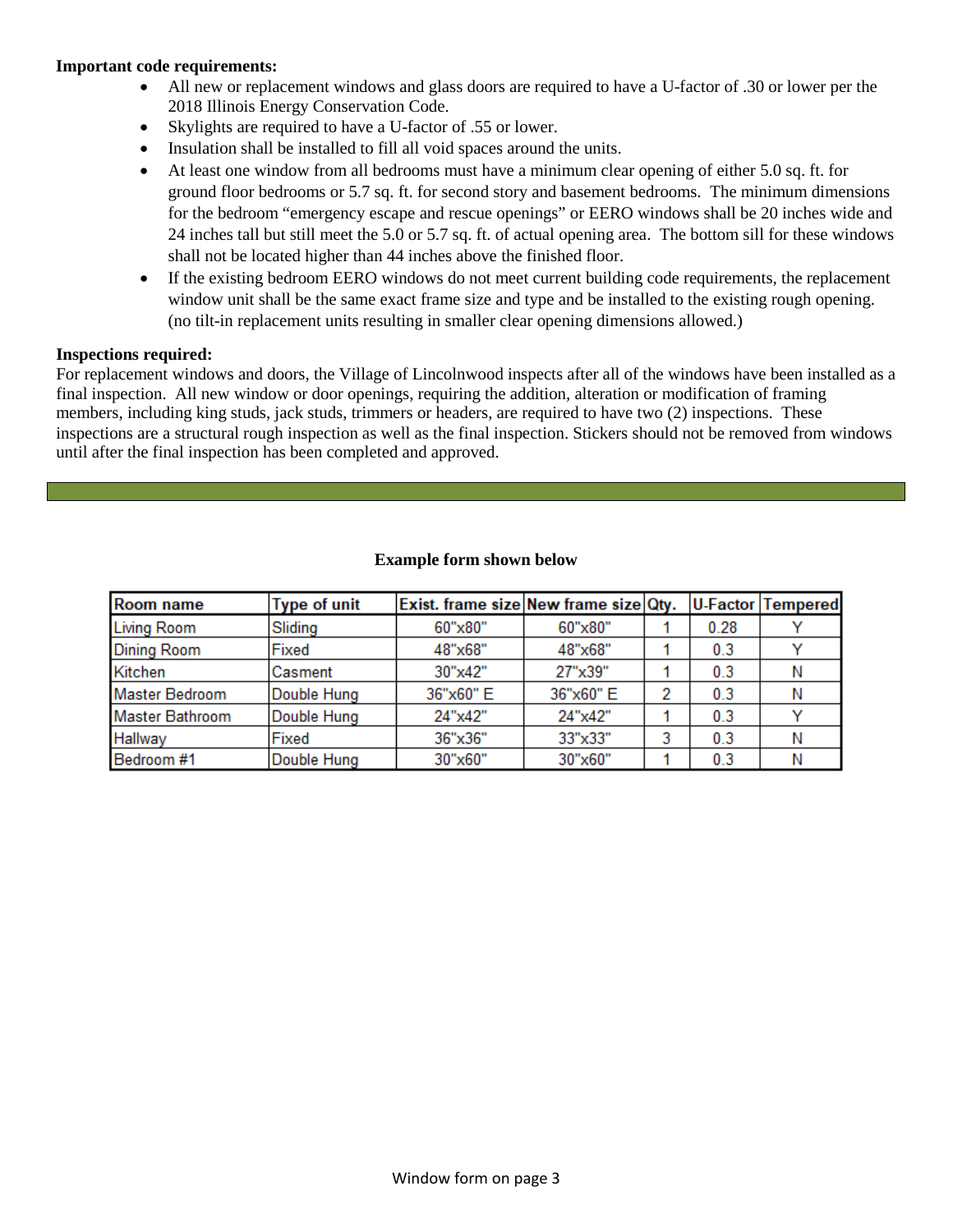**Important code requirements:**

- All new or replacement windows and glass doors are required to have a U-factor of .30 or lower per the 2018 Illinois Energy Conservation Code.
- Skylights are required to have a U-factor of .55 or lower.
- Insulation shall be installed to fill all void spaces around the units.
- At least one window from all bedrooms must have a minimum clear opening of either 5.0 sq. ft. for ground floor bedrooms or 5.7 sq. ft. for second story and basement bedrooms. The minimum dimensions for the bedroom "emergency escape and rescue openings" or EERO windows shall be 20 inches wide and 24 inches tall but still meet the 5.0 or 5.7 sq. ft. of actual opening area. The bottom sill for these windows shall not be located higher than 44 inches above the finished floor.
- If the existing bedroom EERO windows do not meet current building code requirements, the replacement window unit shall be the same exact frame size and type and be installed to the existing rough opening. (no tilt-in replacement units resulting in smaller clear opening dimensions allowed.)

**Inspections required:**

For replacement windows and doors, the Village of Lincolnwood inspects after all of the windows have been installed as a final inspection. All new window or door openings, requiring the addition, alteration or modification of framing members, including king studs, jack studs, trimmers or headers, are required to have two (2) inspections. These inspections are a structural rough inspection as well as the final inspection. Stickers should not be removed from windows until after the final inspection has been completed and approved.

**Example form shown below**

| Room name | Type of unit | Exist. frame size | New frame size | Qty. | U-Factor | Tempered |
|---|---|---|---|---|---|---|
| Living Room | Sliding | 60"x80" | 60"x80" | 1 | 0.28 | Y |
| Dining Room | Fixed | 48"x68" | 48"x68" | 1 | 0.3 | Y |
| Kitchen | Casment | 30"x42" | 27"x39" | 1 | 0.3 | N |
| Master Bedroom | Double Hung | 36"x60" E | 36"x60" E | 2 | 0.3 | N |
| Master Bathroom | Double Hung | 24"x42" | 24"x42" | 1 | 0.3 | Y |
| Hallway | Fixed | 36"x36" | 33"x33" | 3 | 0.3 | N |
| Bedroom #1 | Double Hung | 30"x60" | 30"x60" | 1 | 0.3 | N |

Window form on page 3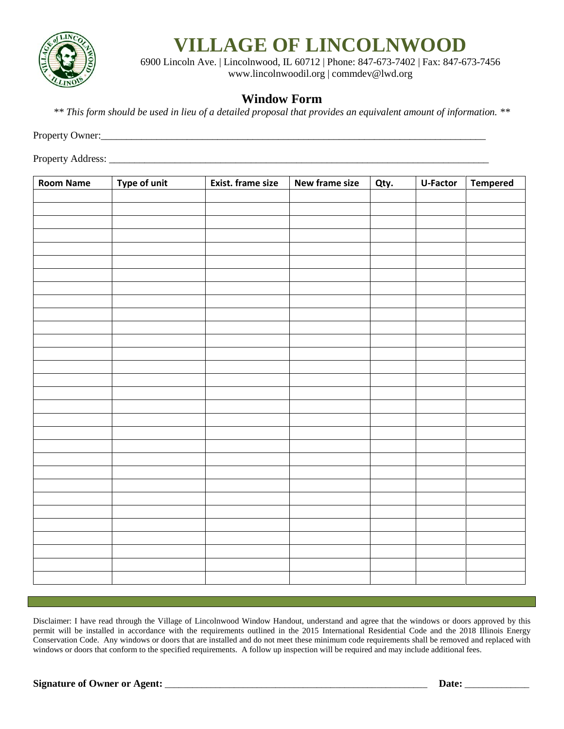# VILLAGE OF LINCOLNWOOD

6900 Lincoln Ave. | Lincolnwood, IL 60712 | Phone: 847-673-7402 | Fax: 847-673-7456
www.lincolnwoodil.org | commdev@lwd.org

## Window Form

*\*\* This form should be used in lieu of a detailed proposal that provides an equivalent amount of information. \*\**

Property Owner:___________________________________________________________________________

Property Address: ___________________________________________________________________________

| Room Name | Type of unit | Exist. frame size | New frame size | Qty. | U-Factor | Tempered |
|---|---|---|---|---|---|---|
| | | | | | | |
| | | | | | | |
| | | | | | | |
| | | | | | | |
| | | | | | | |
| | | | | | | |
| | | | | | | |
| | | | | | | |
| | | | | | | |
| | | | | | | |
| | | | | | | |
| | | | | | | |
| | | | | | | |
| | | | | | | |
| | | | | | | |
| | | | | | | |
| | | | | | | |
| | | | | | | |
| | | | | | | |
| | | | | | | |
| | | | | | | |
| | | | | | | |
| | | | | | | |
| | | | | | | |
| | | | | | | |
| | | | | | | |
| | | | | | | |
| | | | | | | |
| | | | | | | |
| | | | | | | |

Disclaimer: I have read through the Village of Lincolnwood Window Handout, understand and agree that the windows or doors approved by this permit will be installed in accordance with the requirements outlined in the 2015 International Residential Code and the 2018 Illinois Energy Conservation Code. Any windows or doors that are installed and do not meet these minimum code requirements shall be removed and replaced with windows or doors that conform to the specified requirements. A follow up inspection will be required and may include additional fees.

**Signature of Owner or Agent:** _______________________________________________________ **Date:** _____________